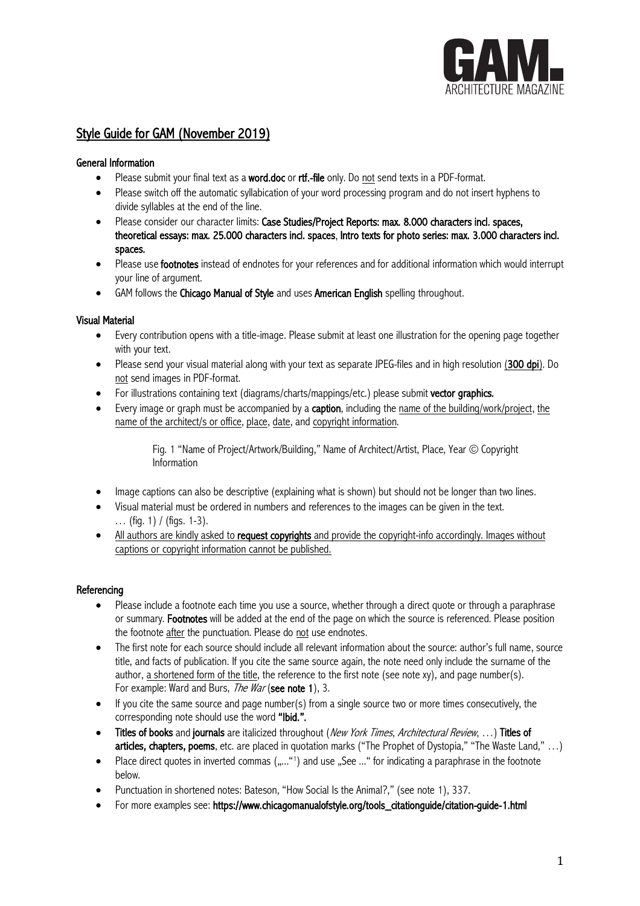GAM. ARCHITECTURE MAGAZINE

## Style Guide for GAM (November 2019)

### General Information

- Please submit your final text as a **word.doc** or **rtf.-file** only. Do not send texts in a PDF-format.
- Please switch off the automatic syllabication of your word processing program and do not insert hyphens to divide syllables at the end of the line.
- Please consider our character limits: **Case Studies/Project Reports: max. 8.000 characters incl. spaces, theoretical essays: max. 25.000 characters incl. spaces**, **Intro texts for photo series: max. 3.000 characters incl. spaces.**
- Please use **footnotes** instead of endnotes for your references and for additional information which would interrupt your line of argument.
- GAM follows the **Chicago Manual of Style** and uses **American English** spelling throughout.

### Visual Material

- Every contribution opens with a title-image. Please submit at least one illustration for the opening page together with your text.
- Please send your visual material along with your text as separate JPEG-files and in high resolution (**300 dpi**). Do not send images in PDF-format.
- For illustrations containing text (diagrams/charts/mappings/etc.) please submit **vector graphics.**
- Every image or graph must be accompanied by a **caption**, including the name of the building/work/project, the name of the architect/s or office, place, date, and copyright information.

  Fig. 1 "Name of Project/Artwork/Building," Name of Architect/Artist, Place, Year © Copyright Information

- Image captions can also be descriptive (explaining what is shown) but should not be longer than two lines.
- Visual material must be ordered in numbers and references to the images can be given in the text. … (fig. 1) / (figs. 1-3).
- All authors are kindly asked to **request copyrights** and provide the copyright-info accordingly. Images without captions or copyright information cannot be published.

### Referencing

- Please include a footnote each time you use a source, whether through a direct quote or through a paraphrase or summary. **Footnotes** will be added at the end of the page on which the source is referenced. Please position the footnote after the punctuation. Please do not use endnotes.
- The first note for each source should include all relevant information about the source: author's full name, source title, and facts of publication. If you cite the same source again, the note need only include the surname of the author, a shortened form of the title, the reference to the first note (see note xy), and page number(s). For example: Ward and Burs, *The War* (**see note 1**), 3.
- If you cite the same source and page number(s) from a single source two or more times consecutively, the corresponding note should use the word **"Ibid.".**
- **Titles of books** and **journals** are italicized throughout (*New York Times*, *Architectural Review*, …) **Titles of articles, chapters, poems**, etc. are placed in quotation marks ("The Prophet of Dystopia," "The Waste Land," …)
- Place direct quotes in inverted commas („…"[1]) and use „See …" for indicating a paraphrase in the footnote below.
- Punctuation in shortened notes: Bateson, "How Social Is the Animal?," (see note 1), 337.
- For more examples see: **https://www.chicagomanualofstyle.org/tools_citationguide/citation-guide-1.html**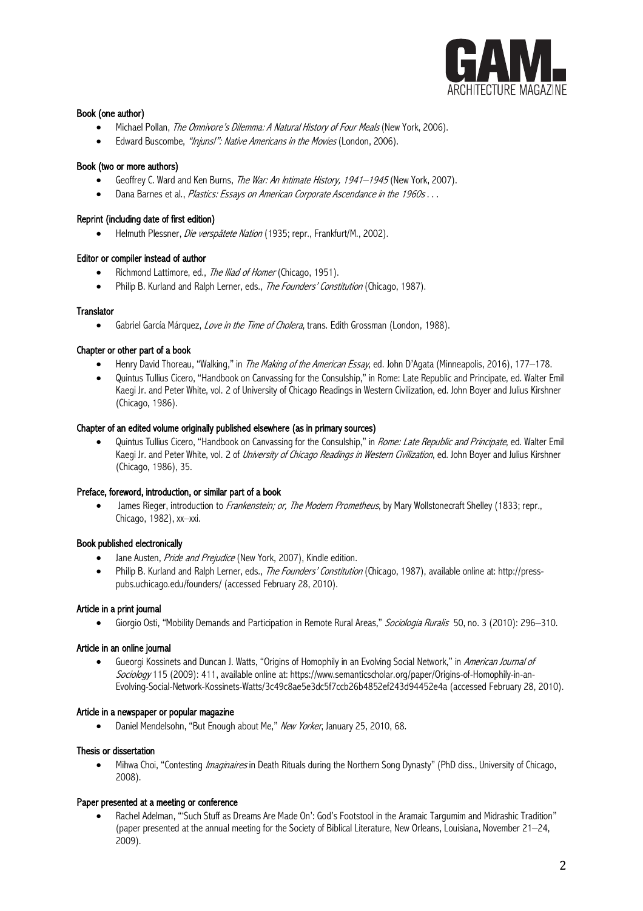**Book (one author)**

- Michael Pollan, *The Omnivore's Dilemma: A Natural History of Four Meals* (New York, 2006).
- Edward Buscombe, *"Injuns!": Native Americans in the Movies* (London, 2006).

**Book (two or more authors)**

- Geoffrey C. Ward and Ken Burns, *The War: An Intimate History, 1941–1945* (New York, 2007).
- Dana Barnes et al., *Plastics: Essays on American Corporate Ascendance in the 1960s* . . .

**Reprint (including date of first edition)**

- Helmuth Plessner, *Die verspätete Nation* (1935; repr., Frankfurt/M., 2002).

**Editor or compiler instead of author**

- Richmond Lattimore, ed., *The Iliad of Homer* (Chicago, 1951).
- Philip B. Kurland and Ralph Lerner, eds., *The Founders' Constitution* (Chicago, 1987).

**Translator**

- Gabriel García Márquez, *Love in the Time of Cholera*, trans. Edith Grossman (London, 1988).

**Chapter or other part of a book**

- Henry David Thoreau, "Walking," in *The Making of the American Essay*, ed. John D'Agata (Minneapolis, 2016), 177–178.
- Quintus Tullius Cicero, "Handbook on Canvassing for the Consulship," in Rome: Late Republic and Principate, ed. Walter Emil Kaegi Jr. and Peter White, vol. 2 of University of Chicago Readings in Western Civilization, ed. John Boyer and Julius Kirshner (Chicago, 1986).

**Chapter of an edited volume originally published elsewhere (as in primary sources)**

- Quintus Tullius Cicero, "Handbook on Canvassing for the Consulship," in *Rome: Late Republic and Principate*, ed. Walter Emil Kaegi Jr. and Peter White, vol. 2 of *University of Chicago Readings in Western Civilization*, ed. John Boyer and Julius Kirshner (Chicago, 1986), 35.

**Preface, foreword, introduction, or similar part of a book**

- James Rieger, introduction to *Frankenstein; or, The Modern Prometheus*, by Mary Wollstonecraft Shelley (1833; repr., Chicago, 1982), xx–xxi.

**Book published electronically**

- Jane Austen, *Pride and Prejudice* (New York, 2007), Kindle edition.
- Philip B. Kurland and Ralph Lerner, eds., *The Founders' Constitution* (Chicago, 1987), available online at: http://press-pubs.uchicago.edu/founders/ (accessed February 28, 2010).

**Article in a print journal**

- Giorgio Osti, "Mobility Demands and Participation in Remote Rural Areas," *Sociologia Ruralis* 50, no. 3 (2010): 296–310.

**Article in an online journal**

- Gueorgi Kossinets and Duncan J. Watts, "Origins of Homophily in an Evolving Social Network," in *American Journal of Sociology* 115 (2009): 411, available online at: https://www.semanticscholar.org/paper/Origins-of-Homophily-in-an-Evolving-Social-Network-Kossinets-Watts/3c49c8ae5e3dc5f7ccb26b4852ef243d94452e4a (accessed February 28, 2010).

**Article in a newspaper or popular magazine**

- Daniel Mendelsohn, "But Enough about Me," *New Yorker*, January 25, 2010, 68.

**Thesis or dissertation**

- Mihwa Choi, "Contesting *Imaginaires* in Death Rituals during the Northern Song Dynasty" (PhD diss., University of Chicago, 2008).

**Paper presented at a meeting or conference**

- Rachel Adelman, "'Such Stuff as Dreams Are Made On': God's Footstool in the Aramaic Targumim and Midrashic Tradition" (paper presented at the annual meeting for the Society of Biblical Literature, New Orleans, Louisiana, November 21–24, 2009).